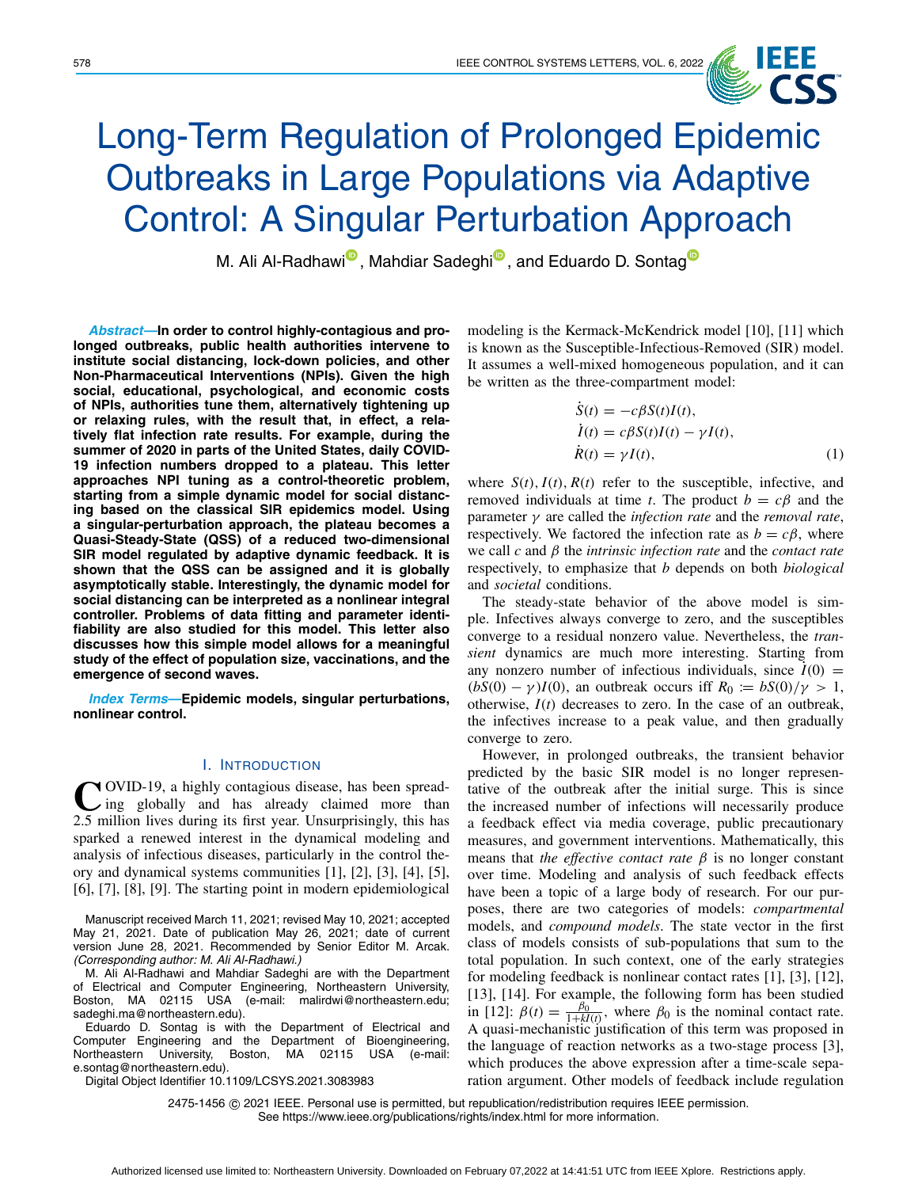# Long-Term Regulation of Prolonged Epidemic Outbreaks in Large Populations via Adaptive Control: A Singular Perturbation Approach

M. Ali Al-Radhawi, Mahdiar Sadeghi, and Eduardo D. Sontag

***Abstract*—In order to control highly-contagious and prolonged outbreaks, public health authorities intervene to institute social distancing, lock-down policies, and other Non-Pharmaceutical Interventions (NPIs). Given the high social, educational, psychological, and economic costs of NPIs, authorities tune them, alternatively tightening up or relaxing rules, with the result that, in effect, a relatively flat infection rate results. For example, during the summer of 2020 in parts of the United States, daily COVID-19 infection numbers dropped to a plateau. This letter approaches NPI tuning as a control-theoretic problem, starting from a simple dynamic model for social distancing based on the classical SIR epidemics model. Using a singular-perturbation approach, the plateau becomes a Quasi-Steady-State (QSS) of a reduced two-dimensional SIR model regulated by adaptive dynamic feedback. It is shown that the QSS can be assigned and it is globally asymptotically stable. Interestingly, the dynamic model for social distancing can be interpreted as a nonlinear integral controller. Problems of data fitting and parameter identifiability are also studied for this model. This letter also discusses how this simple model allows for a meaningful study of the effect of population size, vaccinations, and the emergence of second waves.**

***Index Terms*—Epidemic models, singular perturbations, nonlinear control.**

## I. Introduction

COVID-19, a highly contagious disease, has been spreading globally and has already claimed more than 2.5 million lives during its first year. Unsurprisingly, this has sparked a renewed interest in the dynamical modeling and analysis of infectious diseases, particularly in the control theory and dynamical systems communities [1], [2], [3], [4], [5], [6], [7], [8], [9]. The starting point in modern epidemiological modeling is the Kermack-McKendrick model [10], [11] which is known as the Susceptible-Infectious-Removed (SIR) model. It assumes a well-mixed homogeneous population, and it can be written as the three-compartment model:

$$
\begin{aligned}
\dot{S}(t) &= -c\beta S(t)I(t), \\
\dot{I}(t) &= c\beta S(t)I(t) - \gamma I(t), \\
\dot{R}(t) &= \gamma I(t),
\end{aligned}
\tag{1}
$$

where $S(t), I(t), R(t)$ refer to the susceptible, infective, and removed individuals at time $t$. The product $b = c\beta$ and the parameter $\gamma$ are called the *infection rate* and the *removal rate*, respectively. We factored the infection rate as $b = c\beta$, where we call $c$ and $\beta$ the *intrinsic infection rate* and the *contact rate* respectively, to emphasize that $b$ depends on both *biological* and *societal* conditions.

The steady-state behavior of the above model is simple. Infectives always converge to zero, and the susceptibles converge to a residual nonzero value. Nevertheless, the *transient* dynamics are much more interesting. Starting from any nonzero number of infectious individuals, since $\dot{I}(0) = (bS(0) - \gamma)I(0)$, an outbreak occurs iff $R_0 := bS(0)/\gamma > 1$, otherwise, $I(t)$ decreases to zero. In the case of an outbreak, the infectives increase to a peak value, and then gradually converge to zero.

However, in prolonged outbreaks, the transient behavior predicted by the basic SIR model is no longer representative of the outbreak after the initial surge. This is since the increased number of infections will necessarily produce a feedback effect via media coverage, public precautionary measures, and government interventions. Mathematically, this means that *the effective contact rate* $\beta$ is no longer constant over time. Modeling and analysis of such feedback effects have been a topic of a large body of research. For our purposes, there are two categories of models: *compartmental* models, and *compound models*. The state vector in the first class of models consists of sub-populations that sum to the total population. In such context, one of the early strategies for modeling feedback is nonlinear contact rates [1], [3], [12], [13], [14]. For example, the following form has been studied in [12]: $\beta(t) = \frac{\beta_0}{1+kI(t)}$, where $\beta_0$ is the nominal contact rate. A quasi-mechanistic justification of this term was proposed in the language of reaction networks as a two-stage process [3], which produces the above expression after a time-scale separation argument. Other models of feedback include regulation

Manuscript received March 11, 2021; revised May 10, 2021; accepted May 21, 2021. Date of publication May 26, 2021; date of current version June 28, 2021. Recommended by Senior Editor M. Arcak. *(Corresponding author: M. Ali Al-Radhawi.)*

M. Ali Al-Radhawi and Mahdiar Sadeghi are with the Department of Electrical and Computer Engineering, Northeastern University, Boston, MA 02115 USA (e-mail: malirdwi@northeastern.edu; sadeghi.ma@northeastern.edu).

Eduardo D. Sontag is with the Department of Electrical and Computer Engineering and the Department of Bioengineering, Northeastern University, Boston, MA 02115 USA (e-mail: e.sontag@northeastern.edu).

Digital Object Identifier 10.1109/LCSYS.2021.3083983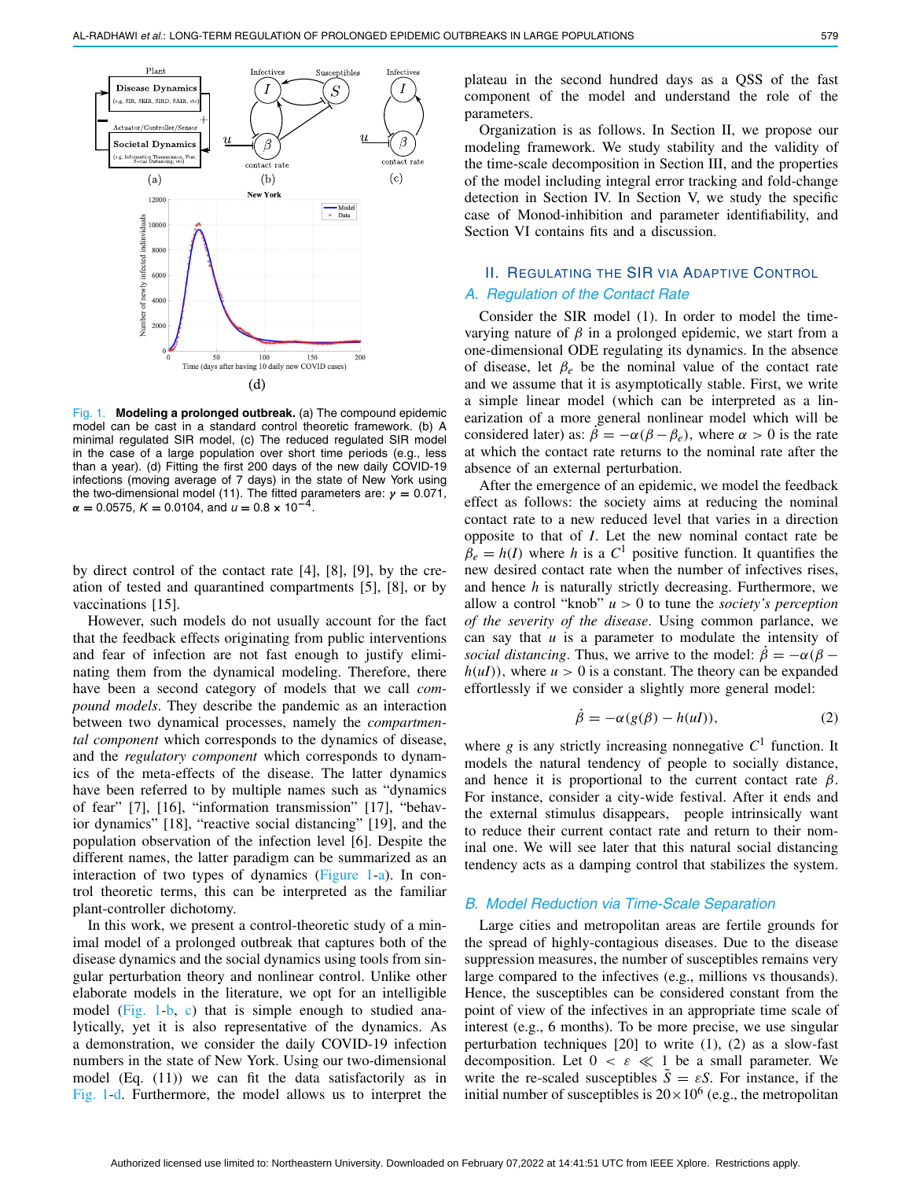Fig. 1. **Modeling a prolonged outbreak.** (a) The compound epidemic model can be cast in a standard control theoretic framework. (b) A minimal regulated SIR model, (c) The reduced regulated SIR model in the case of a large population over short time periods (e.g., less than a year). (d) Fitting the first 200 days of the new daily COVID-19 infections (moving average of 7 days) in the state of New York using the two-dimensional model (11). The fitted parameters are: $\gamma = 0.071$, $\alpha = 0.0575$, $K = 0.0104$, and $u = 0.8 \times 10^{-4}$.

by direct control of the contact rate [4], [8], [9], by the creation of tested and quarantined compartments [5], [8], or by vaccinations [15].

However, such models do not usually account for the fact that the feedback effects originating from public interventions and fear of infection are not fast enough to justify eliminating them from the dynamical modeling. Therefore, there have been a second category of models that we call *compound models*. They describe the pandemic as an interaction between two dynamical processes, namely the *compartmental component* which corresponds to the dynamics of disease, and the *regulatory component* which corresponds to dynamics of the meta-effects of the disease. The latter dynamics have been referred to by multiple names such as "dynamics of fear" [7], [16], "information transmission" [17], "behavior dynamics" [18], "reactive social distancing" [19], and the population observation of the infection level [6]. Despite the different names, the latter paradigm can be summarized as an interaction of two types of dynamics (Figure 1-a). In control theoretic terms, this can be interpreted as the familiar plant-controller dichotomy.

In this work, we present a control-theoretic study of a minimal model of a prolonged outbreak that captures both of the disease dynamics and the social dynamics using tools from singular perturbation theory and nonlinear control. Unlike other elaborate models in the literature, we opt for an intelligible model (Fig. 1-b, c) that is simple enough to studied analytically, yet it is also representative of the dynamics. As a demonstration, we consider the daily COVID-19 infection numbers in the state of New York. Using our two-dimensional model (Eq. (11)) we can fit the data satisfactorily as in Fig. 1-d. Furthermore, the model allows us to interpret the plateau in the second hundred days as a QSS of the fast component of the model and understand the role of the parameters.

Organization is as follows. In Section II, we propose our modeling framework. We study stability and the validity of the time-scale decomposition in Section III, and the properties of the model including integral error tracking and fold-change detection in Section IV. In Section V, we study the specific case of Monod-inhibition and parameter identifiability, and Section VI contains fits and a discussion.

## II. Regulating the SIR via Adaptive Control

### A. Regulation of the Contact Rate

Consider the SIR model (1). In order to model the time-varying nature of $\beta$ in a prolonged epidemic, we start from a one-dimensional ODE regulating its dynamics. In the absence of disease, let $\beta_e$ be the nominal value of the contact rate and we assume that it is asymptotically stable. First, we write a simple linear model (which can be interpreted as a linearization of a more general nonlinear model which will be considered later) as: $\dot{\beta} = -\alpha(\beta - \beta_e)$, where $\alpha > 0$ is the rate at which the contact rate returns to the nominal rate after the absence of an external perturbation.

After the emergence of an epidemic, we model the feedback effect as follows: the society aims at reducing the nominal contact rate to a new reduced level that varies in a direction opposite to that of $I$. Let the new nominal contact rate be $\beta_e = h(I)$ where $h$ is a $C^1$ positive function. It quantifies the new desired contact rate when the number of infectives rises, and hence $h$ is naturally strictly decreasing. Furthermore, we allow a control "knob" $u > 0$ to tune the *society's perception of the severity of the disease*. Using common parlance, we can say that $u$ is a parameter to modulate the intensity of *social distancing*. Thus, we arrive to the model: $\dot{\beta} = -\alpha(\beta - h(uI))$, where $u > 0$ is a constant. The theory can be expanded effortlessly if we consider a slightly more general model:

$$\dot{\beta} = -\alpha(g(\beta) - h(uI)), \tag{2}$$

where $g$ is any strictly increasing nonnegative $C^1$ function. It models the natural tendency of people to socially distance, and hence it is proportional to the current contact rate $\beta$. For instance, consider a city-wide festival. After it ends and the external stimulus disappears, people intrinsically want to reduce their current contact rate and return to their nominal one. We will see later that this natural social distancing tendency acts as a damping control that stabilizes the system.

### B. Model Reduction via Time-Scale Separation

Large cities and metropolitan areas are fertile grounds for the spread of highly-contagious diseases. Due to the disease suppression measures, the number of susceptibles remains very large compared to the infectives (e.g., millions vs thousands). Hence, the susceptibles can be considered constant from the point of view of the infectives in an appropriate time scale of interest (e.g., 6 months). To be more precise, we use singular perturbation techniques [20] to write (1), (2) as a slow-fast decomposition. Let $0 < \varepsilon \ll 1$ be a small parameter. We write the re-scaled susceptibles $\tilde{S} = \varepsilon S$. For instance, if the initial number of susceptibles is $20 \times 10^6$ (e.g., the metropolitan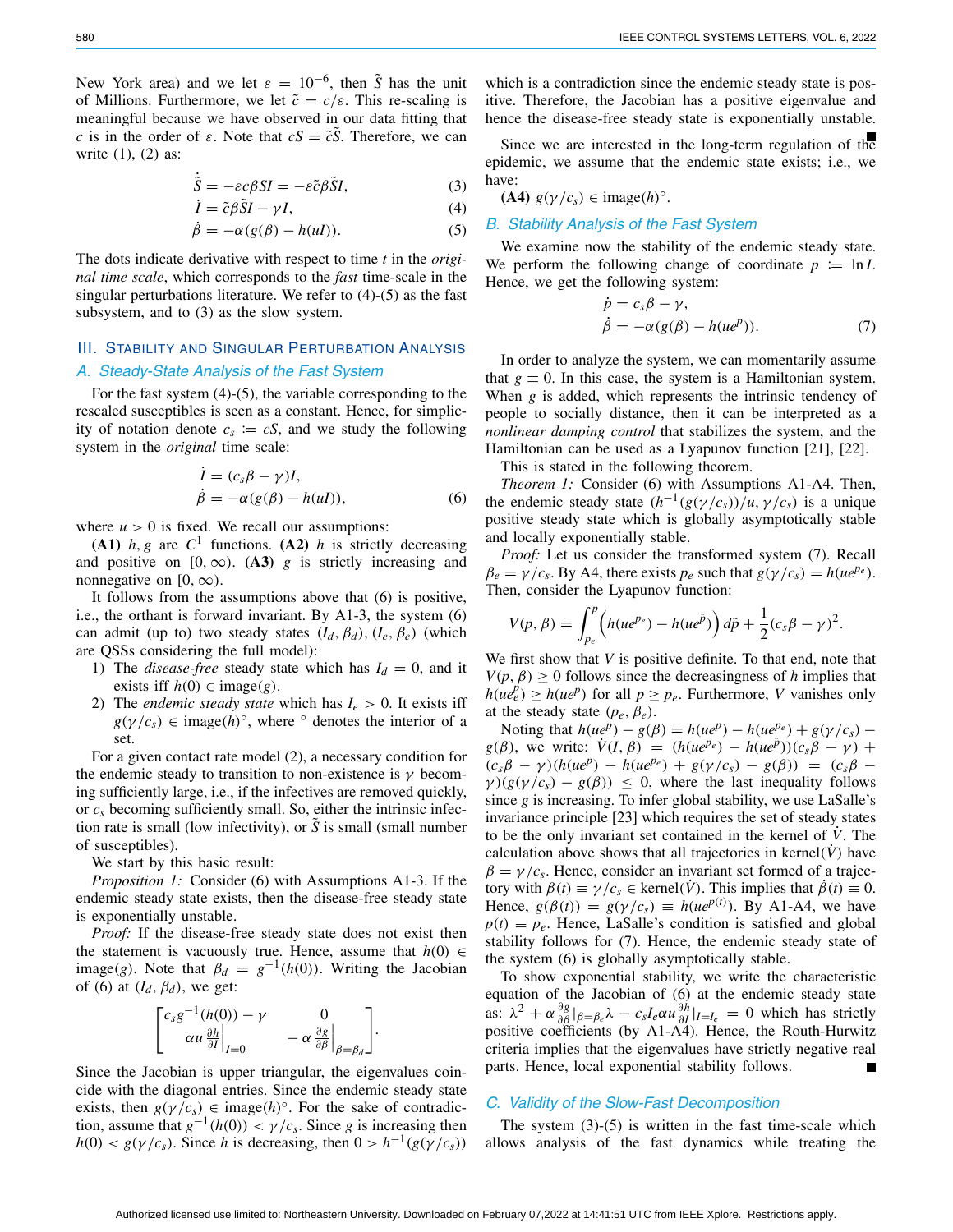New York area) and we let $\varepsilon = 10^{-6}$, then $\tilde{S}$ has the unit of Millions. Furthermore, we let $\tilde{c} = c/\varepsilon$. This re-scaling is meaningful because we have observed in our data fitting that $c$ is in the order of $\varepsilon$. Note that $cS = \tilde{c}\tilde{S}$. Therefore, we can write (1), (2) as:

$$\dot{\tilde{S}} = -\varepsilon c\beta SI = -\varepsilon\tilde{c}\beta\tilde{S}I, \tag{3}$$

$$\dot{I} = \tilde{c}\beta\tilde{S}I - \gamma I, \tag{4}$$

$$\dot{\beta} = -\alpha(g(\beta) - h(uI)). \tag{5}$$

The dots indicate derivative with respect to time $t$ in the *original time scale*, which corresponds to the *fast* time-scale in the singular perturbations literature. We refer to (4)-(5) as the fast subsystem, and to (3) as the slow system.

## III. Stability and Singular Perturbation Analysis

### A. Steady-State Analysis of the Fast System

For the fast system (4)-(5), the variable corresponding to the rescaled susceptibles is seen as a constant. Hence, for simplicity of notation denote $c_s := cS$, and we study the following system in the *original* time scale:

$$\dot{I} = (c_s\beta - \gamma)I,$$
$$\dot{\beta} = -\alpha(g(\beta) - h(uI)), \tag{6}$$

where $u > 0$ is fixed. We recall our assumptions:

**(A1)** $h, g$ are $C^1$ functions. **(A2)** $h$ is strictly decreasing and positive on $[0, \infty)$. **(A3)** $g$ is strictly increasing and nonnegative on $[0, \infty)$.

It follows from the assumptions above that (6) is positive, i.e., the orthant is forward invariant. By A1-3, the system (6) can admit (up to) two steady states $(I_d, \beta_d)$, $(I_e, \beta_e)$ (which are QSSs considering the full model):

1) The *disease-free* steady state which has $I_d = 0$, and it exists iff $h(0) \in \text{image}(g)$.
2) The *endemic steady state* which has $I_e > 0$. It exists iff $g(\gamma/c_s) \in \text{image}(h)^\circ$, where $^\circ$ denotes the interior of a set.

For a given contact rate model (2), a necessary condition for the endemic steady to transition to non-existence is $\gamma$ becoming sufficiently large, i.e., if the infectives are removed quickly, or $c_s$ becoming sufficiently small. So, either the intrinsic infection rate is small (low infectivity), or $\tilde{S}$ is small (small number of susceptibles).

We start by this basic result:

*Proposition 1:* Consider (6) with Assumptions A1-3. If the endemic steady state exists, then the disease-free steady state is exponentially unstable.

*Proof:* If the disease-free steady state does not exist then the statement is vacuously true. Hence, assume that $h(0) \in \text{image}(g)$. Note that $\beta_d = g^{-1}(h(0))$. Writing the Jacobian of (6) at $(I_d, \beta_d)$, we get:

$$\begin{bmatrix} c_s g^{-1}(h(0)) - \gamma & 0 \\ \alpha u \left.\frac{\partial h}{\partial I}\right|_{I=0} & -\alpha \left.\frac{\partial g}{\partial \beta}\right|_{\beta=\beta_d} \end{bmatrix}.$$

Since the Jacobian is upper triangular, the eigenvalues coincide with the diagonal entries. Since the endemic steady state exists, then $g(\gamma/c_s) \in \text{image}(h)^\circ$. For the sake of contradiction, assume that $g^{-1}(h(0)) < \gamma/c_s$. Since $g$ is increasing then $h(0) < g(\gamma/c_s)$. Since $h$ is decreasing, then $0 > h^{-1}(g(\gamma/c_s))$ which is a contradiction since the endemic steady state is positive. Therefore, the Jacobian has a positive eigenvalue and hence the disease-free steady state is exponentially unstable. ∎

Since we are interested in the long-term regulation of the epidemic, we assume that the endemic state exists; i.e., we have:

**(A4)** $g(\gamma/c_s) \in \text{image}(h)^\circ$.

### B. Stability Analysis of the Fast System

We examine now the stability of the endemic steady state. We perform the following change of coordinate $p := \ln I$. Hence, we get the following system:

$$\dot{p} = c_s\beta - \gamma,$$
$$\dot{\beta} = -\alpha(g(\beta) - h(ue^p)). \tag{7}$$

In order to analyze the system, we can momentarily assume that $g \equiv 0$. In this case, the system is a Hamiltonian system. When $g$ is added, which represents the intrinsic tendency of people to socially distance, then it can be interpreted as a *nonlinear damping control* that stabilizes the system, and the Hamiltonian can be used as a Lyapunov function [21], [22].

This is stated in the following theorem.

*Theorem 1:* Consider (6) with Assumptions A1-A4. Then, the endemic steady state $(h^{-1}(g(\gamma/c_s))/u, \gamma/c_s)$ is a unique positive steady state which is globally asymptotically stable and locally exponentially stable.

*Proof:* Let us consider the transformed system (7). Recall $\beta_e = \gamma/c_s$. By A4, there exists $p_e$ such that $g(\gamma/c_s) = h(ue^{p_e})$. Then, consider the Lyapunov function:

$$V(p, \beta) = \int_{p_e}^{p} \left(h(ue^{p_e}) - h(ue^{\tilde{p}})\right) d\tilde{p} + \frac{1}{2}(c_s\beta - \gamma)^2.$$

We first show that $V$ is positive definite. To that end, note that $V(p, \beta) \geq 0$ follows since the decreasingness of $h$ implies that $h(ue^p_e) \geq h(ue^p)$ for all $p \geq p_e$. Furthermore, $V$ vanishes only at the steady state $(p_e, \beta_e)$.

Noting that $h(ue^p) - g(\beta) = h(ue^p) - h(ue^{p_e}) + g(\gamma/c_s) - g(\beta)$, we write: $\dot{V}(I, \beta) = (h(ue^{p_e}) - h(ue^{\tilde{p}}))(c_s\beta - \gamma) + (c_s\beta - \gamma)(h(ue^p) - h(ue^{p_e}) + g(\gamma/c_s) - g(\beta)) = (c_s\beta - \gamma)(g(\gamma/c_s) - g(\beta)) \leq 0$, where the last inequality follows since $g$ is increasing. To infer global stability, we use LaSalle's invariance principle [23] which requires the set of steady states to be the only invariant set contained in the kernel of $\dot{V}$. The calculation above shows that all trajectories in kernel$(\dot{V})$ have $\beta = \gamma/c_s$. Hence, consider an invariant set formed of a trajectory with $\beta(t) \equiv \gamma/c_s \in \text{kernel}(\dot{V})$. This implies that $\dot{\beta}(t) \equiv 0$. Hence, $g(\beta(t)) = g(\gamma/c_s) \equiv h(ue^{p(t)})$. By A1-A4, we have $p(t) \equiv p_e$. Hence, LaSalle's condition is satisfied and global stability follows for (7). Hence, the endemic steady state of the system (6) is globally asymptotically stable.

To show exponential stability, we write the characteristic equation of the Jacobian of (6) at the endemic steady state as: $\lambda^2 + \alpha \frac{\partial g}{\partial \beta}|_{\beta=\beta_e}\lambda - c_s I_e \alpha u \frac{\partial h}{\partial I}|_{I=I_e} = 0$ which has strictly positive coefficients (by A1-A4). Hence, the Routh-Hurwitz criteria implies that the eigenvalues have strictly negative real parts. Hence, local exponential stability follows. ∎

### C. Validity of the Slow-Fast Decomposition

The system (3)-(5) is written in the fast time-scale which allows analysis of the fast dynamics while treating the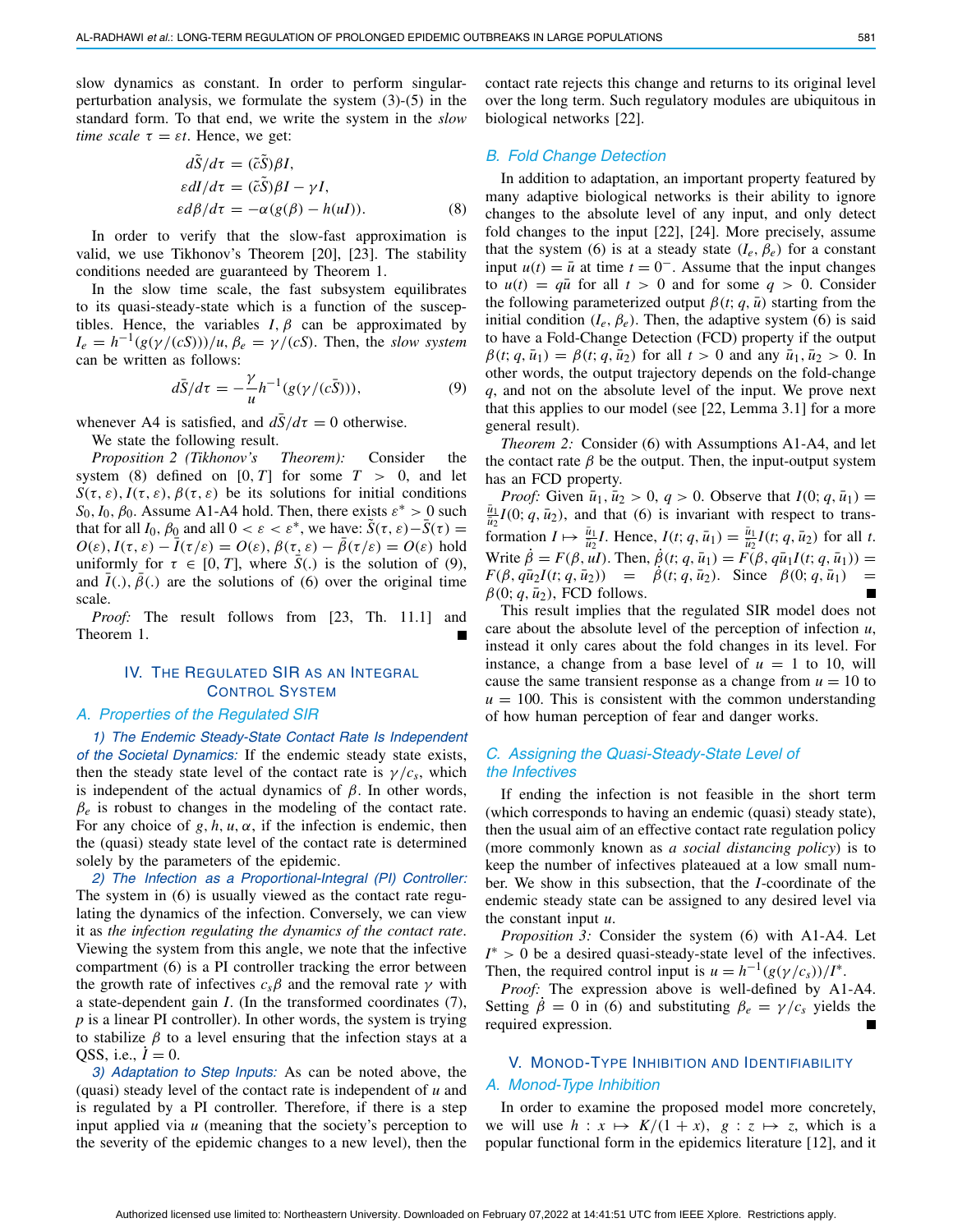slow dynamics as constant. In order to perform singular-perturbation analysis, we formulate the system (3)-(5) in the standard form. To that end, we write the system in the *slow time scale* $\tau = \varepsilon t$. Hence, we get:

$$
\begin{aligned}
d\tilde{S}/d\tau &= (\tilde{c}\tilde{S})\beta I, \\
\varepsilon dI/d\tau &= (\tilde{c}\tilde{S})\beta I - \gamma I, \\
\varepsilon d\beta/d\tau &= -\alpha(g(\beta) - h(uI)).
\end{aligned} \tag{8}
$$

In order to verify that the slow-fast approximation is valid, we use Tikhonov's Theorem [20], [23]. The stability conditions needed are guaranteed by Theorem 1.

In the slow time scale, the fast subsystem equilibrates to its quasi-steady-state which is a function of the susceptibles. Hence, the variables $I, \beta$ can be approximated by $I_e = h^{-1}(g(\gamma/(cS)))/u$, $\beta_e = \gamma/(cS)$. Then, the *slow system* can be written as follows:

$$
d\bar{S}/d\tau = -\frac{\gamma}{u} h^{-1}(g(\gamma/(c\bar{S}))), \tag{9}
$$

whenever A4 is satisfied, and $d\bar{S}/d\tau = 0$ otherwise.

We state the following result.

*Proposition 2 (Tikhonov's Theorem):* Consider the system (8) defined on $[0, T]$ for some $T > 0$, and let $S(\tau, \varepsilon), I(\tau, \varepsilon), \beta(\tau, \varepsilon)$ be its solutions for initial conditions $S_0, I_0, \beta_0$. Assume A1-A4 hold. Then, there exists $\varepsilon^* > 0$ such that for all $I_0$, $\beta_0$ and all $0 < \varepsilon < \varepsilon^*$, we have: $\tilde{S}(\tau, \varepsilon) - \bar{S}(\tau) = O(\varepsilon)$, $I(\tau, \varepsilon) - \bar{I}(\tau/\varepsilon) = O(\varepsilon)$, $\beta(\tau, \varepsilon) - \bar{\beta}(\tau/\varepsilon) = O(\varepsilon)$ hold uniformly for $\tau \in [0, T]$, where $\bar{S}(.)$ is the solution of (9), and $\bar{I}(.), \bar{\beta}(.)$ are the solutions of (6) over the original time scale.

*Proof:* The result follows from [23, Th. 11.1] and Theorem 1. ■

## IV. The Regulated SIR as an Integral Control System

### A. Properties of the Regulated SIR

*1) The Endemic Steady-State Contact Rate Is Independent of the Societal Dynamics:* If the endemic steady state exists, then the steady state level of the contact rate is $\gamma/c_s$, which is independent of the actual dynamics of $\beta$. In other words, $\beta_e$ is robust to changes in the modeling of the contact rate. For any choice of $g, h, u, \alpha$, if the infection is endemic, then the (quasi) steady state level of the contact rate is determined solely by the parameters of the epidemic.

*2) The Infection as a Proportional-Integral (PI) Controller:* The system in (6) is usually viewed as the contact rate regulating the dynamics of the infection. Conversely, we can view it as *the infection regulating the dynamics of the contact rate*. Viewing the system from this angle, we note that the infective compartment (6) is a PI controller tracking the error between the growth rate of infectives $c_s\beta$ and the removal rate $\gamma$ with a state-dependent gain $I$. (In the transformed coordinates (7), $p$ is a linear PI controller). In other words, the system is trying to stabilize $\beta$ to a level ensuring that the infection stays at a QSS, i.e., $\dot{I} = 0$.

*3) Adaptation to Step Inputs:* As can be noted above, the (quasi) steady level of the contact rate is independent of $u$ and is regulated by a PI controller. Therefore, if there is a step input applied via $u$ (meaning that the society's perception to the severity of the epidemic changes to a new level), then the contact rate rejects this change and returns to its original level over the long term. Such regulatory modules are ubiquitous in biological networks [22].

### B. Fold Change Detection

In addition to adaptation, an important property featured by many adaptive biological networks is their ability to ignore changes to the absolute level of any input, and only detect fold changes to the input [22], [24]. More precisely, assume that the system (6) is at a steady state $(I_e, \beta_e)$ for a constant input $u(t) = \bar{u}$ at time $t = 0^-$. Assume that the input changes to $u(t) = q\bar{u}$ for all $t > 0$ and for some $q > 0$. Consider the following parameterized output $\beta(t; q, \bar{u})$ starting from the initial condition $(I_e, \beta_e)$. Then, the adaptive system (6) is said to have a Fold-Change Detection (FCD) property if the output $\beta(t; q, \bar{u}_1) = \beta(t; q, \bar{u}_2)$ for all $t > 0$ and any $\bar{u}_1, \bar{u}_2 > 0$. In other words, the output trajectory depends on the fold-change $q$, and not on the absolute level of the input. We prove next that this applies to our model (see [22, Lemma 3.1] for a more general result).

*Theorem 2:* Consider (6) with Assumptions A1-A4, and let the contact rate $\beta$ be the output. Then, the input-output system has an FCD property.

*Proof:* Given $\bar{u}_1, \bar{u}_2 > 0$, $q > 0$. Observe that $I(0; q, \bar{u}_1) = \frac{\bar{u}_1}{\bar{u}_2} I(0; q, \bar{u}_2)$, and that (6) is invariant with respect to transformation $I \mapsto \frac{\bar{u}_1}{\bar{u}_2} I$. Hence, $I(t; q, \bar{u}_1) = \frac{\bar{u}_1}{\bar{u}_2} I(t; q, \bar{u}_2)$ for all $t$. Write $\dot{\beta} = F(\beta, uI)$. Then, $\dot{\beta}(t; q, \bar{u}_1) = F(\beta, q\bar{u}_1 I(t; q, \bar{u}_1)) = F(\beta, q\bar{u}_2 I(t; q, \bar{u}_2)) = \dot{\beta}(t; q, \bar{u}_2)$. Since $\beta(0; q, \bar{u}_1) = \beta(0; q, \bar{u}_2)$, FCD follows. ■

This result implies that the regulated SIR model does not care about the absolute level of the perception of infection $u$, instead it only cares about the fold changes in its level. For instance, a change from a base level of $u = 1$ to 10, will cause the same transient response as a change from $u = 10$ to $u = 100$. This is consistent with the common understanding of how human perception of fear and danger works.

### C. Assigning the Quasi-Steady-State Level of the Infectives

If ending the infection is not feasible in the short term (which corresponds to having an endemic (quasi) steady state), then the usual aim of an effective contact rate regulation policy (more commonly known as *a social distancing policy*) is to keep the number of infectives plateaued at a low small number. We show in this subsection, that the $I$-coordinate of the endemic steady state can be assigned to any desired level via the constant input $u$.

*Proposition 3:* Consider the system (6) with A1-A4. Let $I^* > 0$ be a desired quasi-steady-state level of the infectives. Then, the required control input is $u = h^{-1}(g(\gamma/c_s))/I^*$.

*Proof:* The expression above is well-defined by A1-A4. Setting $\dot{\beta} = 0$ in (6) and substituting $\beta_e = \gamma/c_s$ yields the required expression. ■

## V. Monod-Type Inhibition and Identifiability

### A. Monod-Type Inhibition

In order to examine the proposed model more concretely, we will use $h : x \mapsto K/(1 + x)$, $g : z \mapsto z$, which is a popular functional form in the epidemics literature [12], and it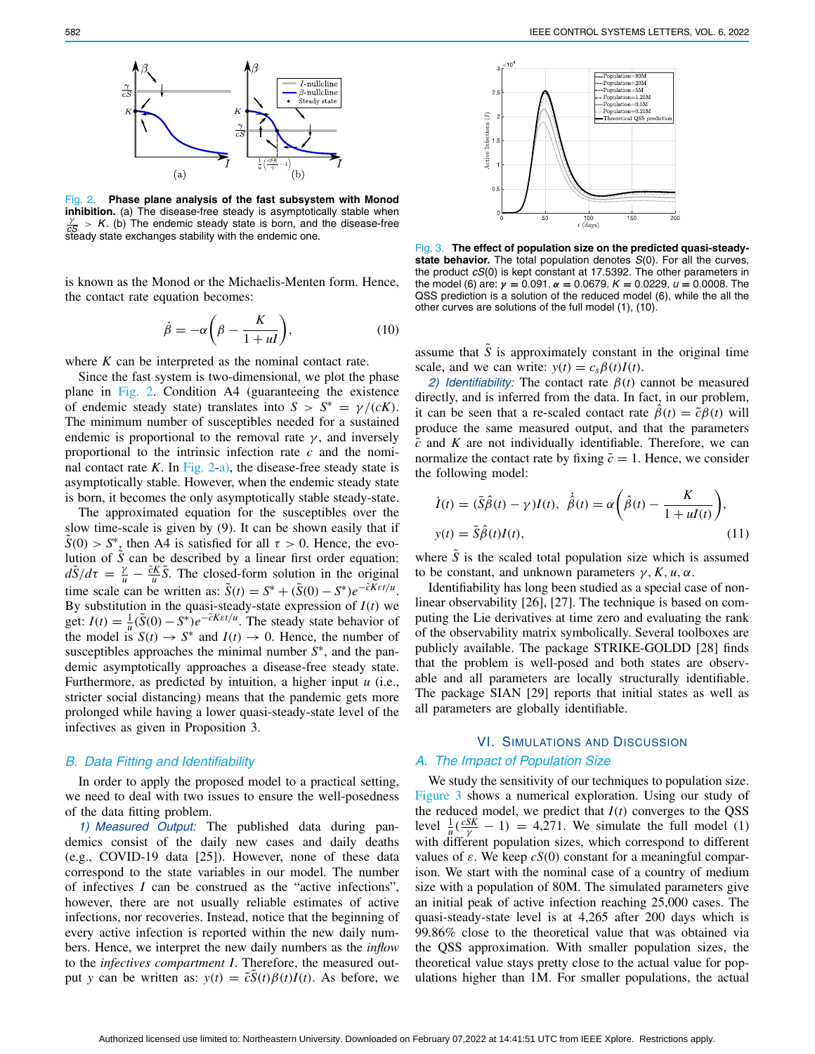Fig. 2. **Phase plane analysis of the fast subsystem with Monod inhibition.** (a) The disease-free steady is asymptotically stable when $\frac{\gamma}{cS} > K$. (b) The endemic steady state is born, and the disease-free steady state exchanges stability with the endemic one.

is known as the Monod or the Michaelis-Menten form. Hence, the contact rate equation becomes:

$$\dot{\beta} = -\alpha\left(\beta - \frac{K}{1+uI}\right), \tag{10}$$

where $K$ can be interpreted as the nominal contact rate.

Since the fast system is two-dimensional, we plot the phase plane in Fig. 2. Condition A4 (guaranteeing the existence of endemic steady state) translates into $S > S^* = \gamma/(cK)$. The minimum number of susceptibles needed for a sustained endemic is proportional to the removal rate $\gamma$, and inversely proportional to the intrinsic infection rate $c$ and the nominal contact rate $K$. In Fig. 2-a), the disease-free steady state is asymptotically stable. However, when the endemic steady state is born, it becomes the only asymptotically stable steady-state.

The approximated equation for the susceptibles over the slow time-scale is given by (9). It can be shown easily that if $\tilde{S}(0) > S^*$, then A4 is satisfied for all $\tau > 0$. Hence, the evolution of $\tilde{S}$ can be described by a linear first order equation: $d\tilde{S}/d\tau = \frac{\gamma}{u} - \frac{\tilde{c}K}{u}\tilde{S}$. The closed-form solution in the original time scale can be written as: $\tilde{S}(t) = S^* + (\tilde{S}(0) - S^*)e^{-\tilde{c}K\varepsilon t/u}$. By substitution in the quasi-steady-state expression of $I(t)$ we get: $I(t) = \frac{1}{u}(\tilde{S}(0) - S^*)e^{-\tilde{c}K\varepsilon t/u}$. The steady state behavior of the model is $S(t) \to S^*$ and $I(t) \to 0$. Hence, the number of susceptibles approaches the minimal number $S^*$, and the pandemic asymptotically approaches a disease-free steady state. Furthermore, as predicted by intuition, a higher input $u$ (i.e., stricter social distancing) means that the pandemic gets more prolonged while having a lower quasi-steady-state level of the infectives as given in Proposition 3.

### *B. Data Fitting and Identifiability*

In order to apply the proposed model to a practical setting, we need to deal with two issues to ensure the well-posedness of the data fitting problem.

*1) Measured Output:* The published data during pandemics consist of the daily new cases and daily deaths (e.g., COVID-19 data [25]). However, none of these data correspond to the state variables in our model. The number of infectives $I$ can be construed as the "active infections", however, there are not usually reliable estimates of active infections, nor recoveries. Instead, notice that the beginning of every active infection is reported within the new daily numbers. Hence, we interpret the new daily numbers as the *inflow* to the *infectives compartment I*. Therefore, the measured output $y$ can be written as: $y(t) = \tilde{c}\tilde{S}(t)\beta(t)I(t)$. As before, we assume that $\tilde{S}$ is approximately constant in the original time scale, and we can write: $y(t) = c_s\beta(t)I(t)$.

*2) Identifiability:* The contact rate $\beta(t)$ cannot be measured directly, and is inferred from the data. In fact, in our problem, it can be seen that a re-scaled contact rate $\hat{\beta}(t) = \tilde{c}\beta(t)$ will produce the same measured output, and that the parameters $\tilde{c}$ and $K$ are not individually identifiable. Therefore, we can normalize the contact rate by fixing $\tilde{c} = 1$. Hence, we consider the following model:

$$\dot{I}(t) = (\tilde{S}\hat{\beta}(t) - \gamma)I(t), \;\; \dot{\hat{\beta}}(t) = \alpha\left(\hat{\beta}(t) - \frac{K}{1+uI(t)}\right),$$
$$y(t) = \tilde{S}\hat{\beta}(t)I(t), \tag{11}$$

where $\tilde{S}$ is the scaled total population size which is assumed to be constant, and unknown parameters $\gamma, K, u, \alpha$.

Identifiability has long been studied as a special case of nonlinear observability [26], [27]. The technique is based on computing the Lie derivatives at time zero and evaluating the rank of the observability matrix symbolically. Several toolboxes are publicly available. The package STRIKE-GOLDD [28] finds that the problem is well-posed and both states are observable and all parameters are locally structurally identifiable. The package SIAN [29] reports that initial states as well as all parameters are globally identifiable.

Fig. 3. **The effect of population size on the predicted quasi-steady-state behavior.** The total population denotes $S(0)$. For all the curves, the product $cS(0)$ is kept constant at 17.5392. The other parameters in the model (6) are: $\gamma = 0.091$, $\alpha = 0.0679$, $K = 0.0229$, $u = 0.0008$. The QSS prediction is a solution of the reduced model (6), while the all the other curves are solutions of the full model (1), (10).

## VI. Simulations and Discussion

### *A. The Impact of Population Size*

We study the sensitivity of our techniques to population size. Figure 3 shows a numerical exploration. Using our study of the reduced model, we predict that $I(t)$ converges to the QSS level $\frac{1}{u}(\frac{cSK}{\gamma} - 1) = 4{,}271$. We simulate the full model (1) with different population sizes, which correspond to different values of $\varepsilon$. We keep $cS(0)$ constant for a meaningful comparison. We start with the nominal case of a country of medium size with a population of 80M. The simulated parameters give an initial peak of active infection reaching 25,000 cases. The quasi-steady-state level is at 4,265 after 200 days which is 99.86% close to the theoretical value that was obtained via the QSS approximation. With smaller population sizes, the theoretical value stays pretty close to the actual value for populations higher than 1M. For smaller populations, the actual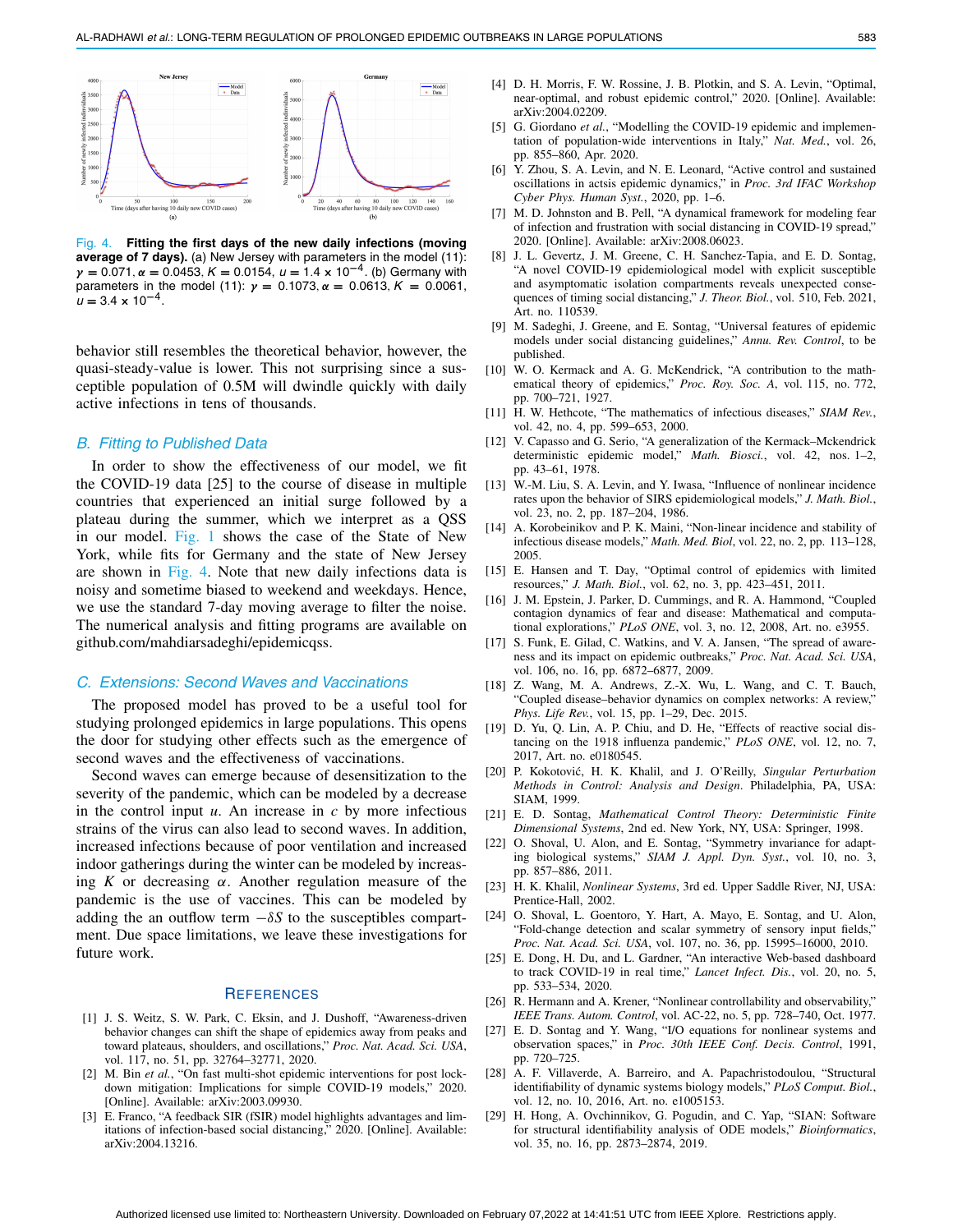New Jersey

Model
Data

Number of newly infected individuals

4000
3500
3000
2500
2000
1500
1000
500
0

0 50 100 150 200

Time (days after having 10 daily new COVID cases)

(a)

Germany

Model
Data

Number of newly infected individuals

6000
5000
4000
3000
2000
1000
0

0 20 40 60 80 100 120 140 160

Time (days after having 10 daily new COVID cases)

(b)

Fig. 4. **Fitting the first days of the new daily infections (moving average of 7 days).** (a) New Jersey with parameters in the model (11): $\gamma = 0.071, \alpha = 0.0453, K = 0.0154, u = 1.4 \times 10^{-4}$. (b) Germany with parameters in the model (11): $\gamma = 0.1073, \alpha = 0.0613, K = 0.0061, u = 3.4 \times 10^{-4}$.

behavior still resembles the theoretical behavior, however, the quasi-steady-value is lower. This not surprising since a susceptible population of 0.5M will dwindle quickly with daily active infections in tens of thousands.

### B. Fitting to Published Data

In order to show the effectiveness of our model, we fit the COVID-19 data [25] to the course of disease in multiple countries that experienced an initial surge followed by a plateau during the summer, which we interpret as a QSS in our model. Fig. 1 shows the case of the State of New York, while fits for Germany and the state of New Jersey are shown in Fig. 4. Note that new daily infections data is noisy and sometime biased to weekend and weekdays. Hence, we use the standard 7-day moving average to filter the noise. The numerical analysis and fitting programs are available on github.com/mahdiarsadeghi/epidemicqss.

### C. Extensions: Second Waves and Vaccinations

The proposed model has proved to be a useful tool for studying prolonged epidemics in large populations. This opens the door for studying other effects such as the emergence of second waves and the effectiveness of vaccinations.

Second waves can emerge because of desensitization to the severity of the pandemic, which can be modeled by a decrease in the control input $u$. An increase in $c$ by more infectious strains of the virus can also lead to second waves. In addition, increased infections because of poor ventilation and increased indoor gatherings during the winter can be modeled by increasing $K$ or decreasing $\alpha$. Another regulation measure of the pandemic is the use of vaccines. This can be modeled by adding the an outflow term $-\delta S$ to the susceptibles compartment. Due space limitations, we leave these investigations for future work.

## References

[1] J. S. Weitz, S. W. Park, C. Eksin, and J. Dushoff, "Awareness-driven behavior changes can shift the shape of epidemics away from peaks and toward plateaus, shoulders, and oscillations," *Proc. Nat. Acad. Sci. USA*, vol. 117, no. 51, pp. 32764–32771, 2020.

[2] M. Bin *et al.*, "On fast multi-shot epidemic interventions for post lockdown mitigation: Implications for simple COVID-19 models," 2020. [Online]. Available: arXiv:2003.09930.

[3] E. Franco, "A feedback SIR (fSIR) model highlights advantages and limitations of infection-based social distancing," 2020. [Online]. Available: arXiv:2004.13216.

[4] D. H. Morris, F. W. Rossine, J. B. Plotkin, and S. A. Levin, "Optimal, near-optimal, and robust epidemic control," 2020. [Online]. Available: arXiv:2004.02209.

[5] G. Giordano *et al.*, "Modelling the COVID-19 epidemic and implementation of population-wide interventions in Italy," *Nat. Med.*, vol. 26, pp. 855–860, Apr. 2020.

[6] Y. Zhou, S. A. Levin, and N. E. Leonard, "Active control and sustained oscillations in actsis epidemic dynamics," in *Proc. 3rd IFAC Workshop Cyber Phys. Human Syst.*, 2020, pp. 1–6.

[7] M. D. Johnston and B. Pell, "A dynamical framework for modeling fear of infection and frustration with social distancing in COVID-19 spread," 2020. [Online]. Available: arXiv:2008.06023.

[8] J. L. Gevertz, J. M. Greene, C. H. Sanchez-Tapia, and E. D. Sontag, "A novel COVID-19 epidemiological model with explicit susceptible and asymptomatic isolation compartments reveals unexpected consequences of timing social distancing," *J. Theor. Biol.*, vol. 510, Feb. 2021, Art. no. 110539.

[9] M. Sadeghi, J. Greene, and E. Sontag, "Universal features of epidemic models under social distancing guidelines," *Annu. Rev. Control*, to be published.

[10] W. O. Kermack and A. G. McKendrick, "A contribution to the mathematical theory of epidemics," *Proc. Roy. Soc. A*, vol. 115, no. 772, pp. 700–721, 1927.

[11] H. W. Hethcote, "The mathematics of infectious diseases," *SIAM Rev.*, vol. 42, no. 4, pp. 599–653, 2000.

[12] V. Capasso and G. Serio, "A generalization of the Kermack–Mckendrick deterministic epidemic model," *Math. Biosci.*, vol. 42, nos. 1–2, pp. 43–61, 1978.

[13] W.-M. Liu, S. A. Levin, and Y. Iwasa, "Influence of nonlinear incidence rates upon the behavior of SIRS epidemiological models," *J. Math. Biol.*, vol. 23, no. 2, pp. 187–204, 1986.

[14] A. Korobeinikov and P. K. Maini, "Non-linear incidence and stability of infectious disease models," *Math. Med. Biol*, vol. 22, no. 2, pp. 113–128, 2005.

[15] E. Hansen and T. Day, "Optimal control of epidemics with limited resources," *J. Math. Biol.*, vol. 62, no. 3, pp. 423–451, 2011.

[16] J. M. Epstein, J. Parker, D. Cummings, and R. A. Hammond, "Coupled contagion dynamics of fear and disease: Mathematical and computational explorations," *PLoS ONE*, vol. 3, no. 12, 2008, Art. no. e3955.

[17] S. Funk, E. Gilad, C. Watkins, and V. A. Jansen, "The spread of awareness and its impact on epidemic outbreaks," *Proc. Nat. Acad. Sci. USA*, vol. 106, no. 16, pp. 6872–6877, 2009.

[18] Z. Wang, M. A. Andrews, Z.-X. Wu, L. Wang, and C. T. Bauch, "Coupled disease–behavior dynamics on complex networks: A review," *Phys. Life Rev.*, vol. 15, pp. 1–29, Dec. 2015.

[19] D. Yu, Q. Lin, A. P. Chiu, and D. He, "Effects of reactive social distancing on the 1918 influenza pandemic," *PLoS ONE*, vol. 12, no. 7, 2017, Art. no. e0180545.

[20] P. Kokotović, H. K. Khalil, and J. O'Reilly, *Singular Perturbation Methods in Control: Analysis and Design*. Philadelphia, PA, USA: SIAM, 1999.

[21] E. D. Sontag, *Mathematical Control Theory: Deterministic Finite Dimensional Systems*, 2nd ed. New York, NY, USA: Springer, 1998.

[22] O. Shoval, U. Alon, and E. Sontag, "Symmetry invariance for adapting biological systems," *SIAM J. Appl. Dyn. Syst.*, vol. 10, no. 3, pp. 857–886, 2011.

[23] H. K. Khalil, *Nonlinear Systems*, 3rd ed. Upper Saddle River, NJ, USA: Prentice-Hall, 2002.

[24] O. Shoval, L. Goentoro, Y. Hart, A. Mayo, E. Sontag, and U. Alon, "Fold-change detection and scalar symmetry of sensory input fields," *Proc. Nat. Acad. Sci. USA*, vol. 107, no. 36, pp. 15995–16000, 2010.

[25] E. Dong, H. Du, and L. Gardner, "An interactive Web-based dashboard to track COVID-19 in real time," *Lancet Infect. Dis.*, vol. 20, no. 5, pp. 533–534, 2020.

[26] R. Hermann and A. Krener, "Nonlinear controllability and observability," *IEEE Trans. Autom. Control*, vol. AC-22, no. 5, pp. 728–740, Oct. 1977.

[27] E. D. Sontag and Y. Wang, "I/O equations for nonlinear systems and observation spaces," in *Proc. 30th IEEE Conf. Decis. Control*, 1991, pp. 720–725.

[28] A. F. Villaverde, A. Barreiro, and A. Papachristodoulou, "Structural identifiability of dynamic systems biology models," *PLoS Comput. Biol.*, vol. 12, no. 10, 2016, Art. no. e1005153.

[29] H. Hong, A. Ovchinnikov, G. Pogudin, and C. Yap, "SIAN: Software for structural identifiability analysis of ODE models," *Bioinformatics*, vol. 35, no. 16, pp. 2873–2874, 2019.